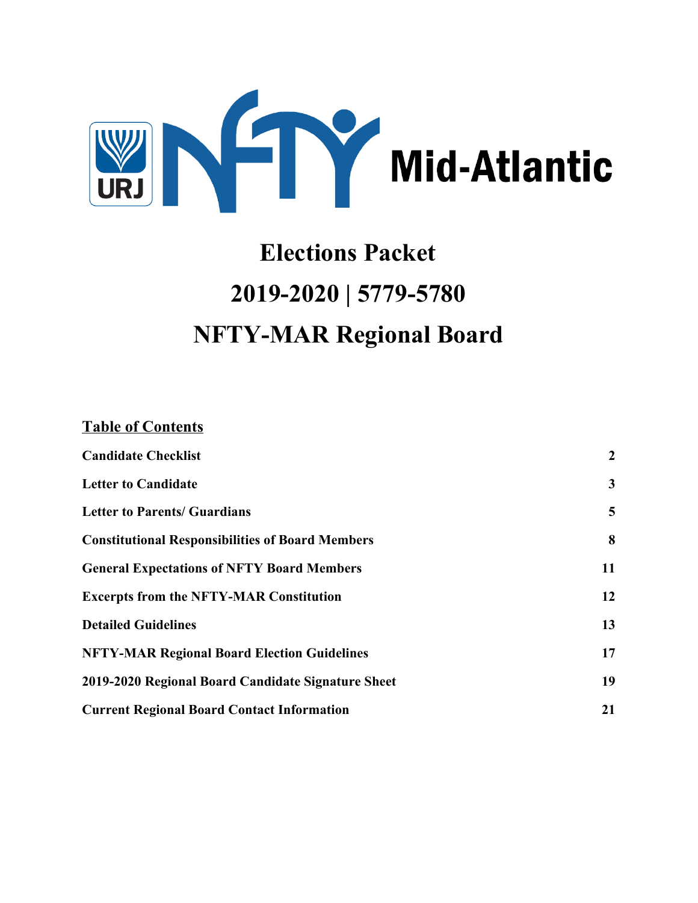URJ NFTY Mid-Atlantic

# Elections Packet

# 2019-2020 | 5779-5780

# NFTY-MAR Regional Board

**Table of Contents**

| | |
|---|---|
| **Candidate Checklist** | **2** |
| **Letter to Candidate** | **3** |
| **Letter to Parents/ Guardians** | **5** |
| **Constitutional Responsibilities of Board Members** | **8** |
| **General Expectations of NFTY Board Members** | **11** |
| **Excerpts from the NFTY-MAR Constitution** | **12** |
| **Detailed Guidelines** | **13** |
| **NFTY-MAR Regional Board Election Guidelines** | **17** |
| **2019-2020 Regional Board Candidate Signature Sheet** | **19** |
| **Current Regional Board Contact Information** | **21** |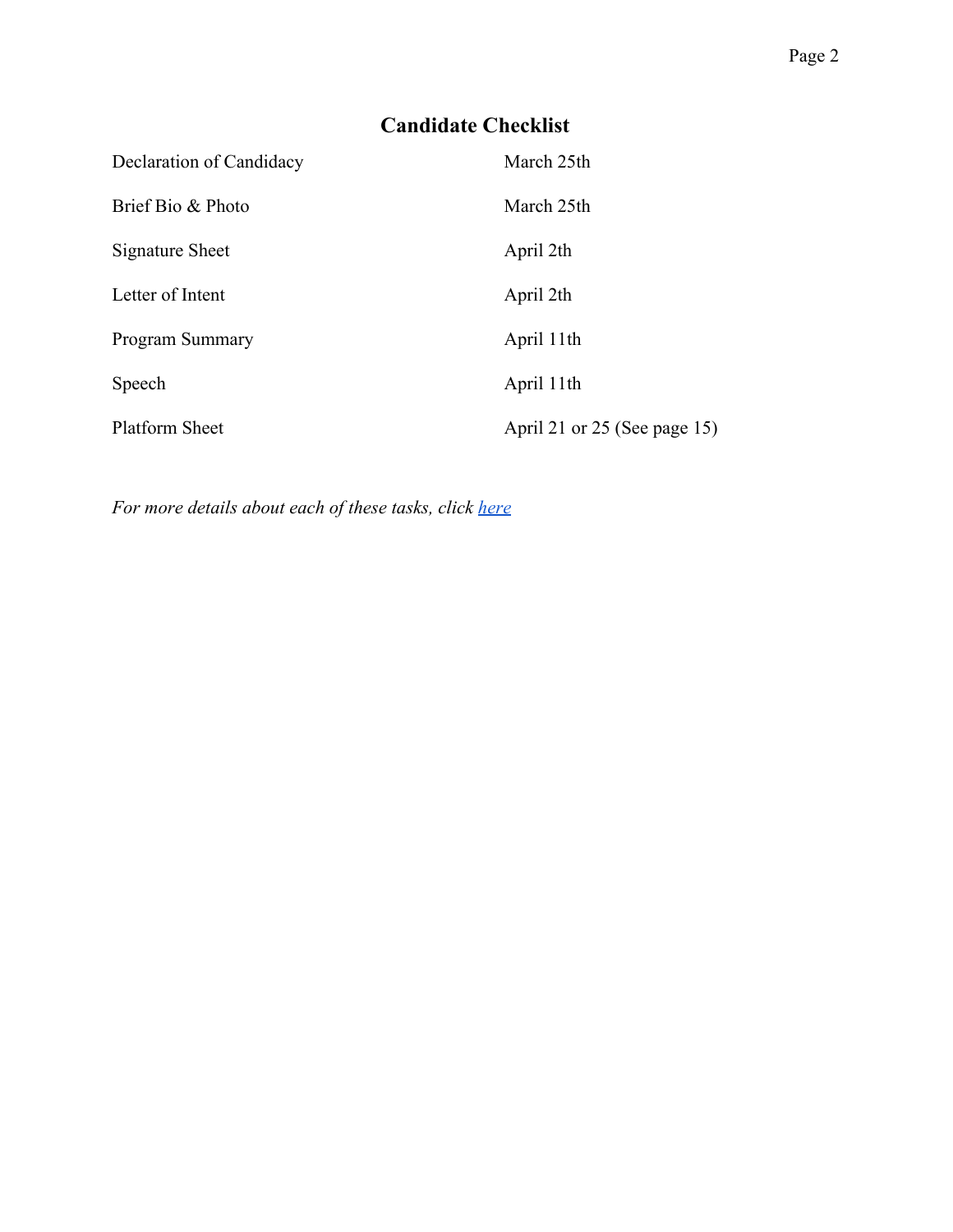## Candidate Checklist

| | |
|---|---|
| Declaration of Candidacy | March 25th |
| Brief Bio & Photo | March 25th |
| Signature Sheet | April 2th |
| Letter of Intent | April 2th |
| Program Summary | April 11th |
| Speech | April 11th |
| Platform Sheet | April 21 or 25 (See page 15) |

*For more details about each of these tasks, click here*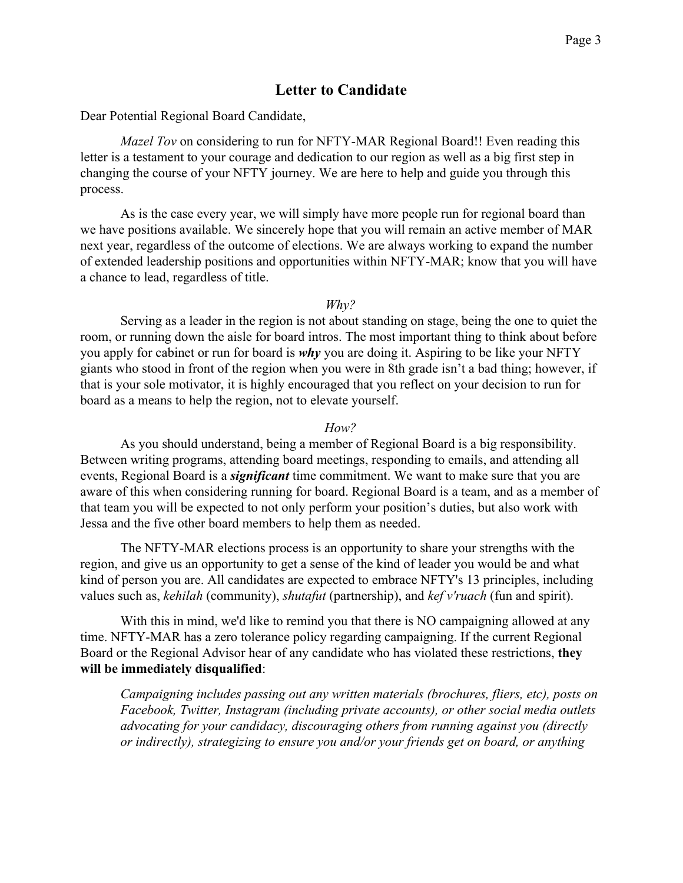## Letter to Candidate

Dear Potential Regional Board Candidate,

*Mazel Tov* on considering to run for NFTY-MAR Regional Board!! Even reading this letter is a testament to your courage and dedication to our region as well as a big first step in changing the course of your NFTY journey. We are here to help and guide you through this process.

As is the case every year, we will simply have more people run for regional board than we have positions available. We sincerely hope that you will remain an active member of MAR next year, regardless of the outcome of elections. We are always working to expand the number of extended leadership positions and opportunities within NFTY-MAR; know that you will have a chance to lead, regardless of title.

*Why?*

Serving as a leader in the region is not about standing on stage, being the one to quiet the room, or running down the aisle for board intros. The most important thing to think about before you apply for cabinet or run for board is ***why*** you are doing it. Aspiring to be like your NFTY giants who stood in front of the region when you were in 8th grade isn't a bad thing; however, if that is your sole motivator, it is highly encouraged that you reflect on your decision to run for board as a means to help the region, not to elevate yourself.

*How?*

As you should understand, being a member of Regional Board is a big responsibility. Between writing programs, attending board meetings, responding to emails, and attending all events, Regional Board is a ***significant*** time commitment. We want to make sure that you are aware of this when considering running for board. Regional Board is a team, and as a member of that team you will be expected to not only perform your position's duties, but also work with Jessa and the five other board members to help them as needed.

The NFTY-MAR elections process is an opportunity to share your strengths with the region, and give us an opportunity to get a sense of the kind of leader you would be and what kind of person you are. All candidates are expected to embrace NFTY's 13 principles, including values such as, *kehilah* (community), *shutafut* (partnership), and *kef v'ruach* (fun and spirit).

With this in mind, we'd like to remind you that there is NO campaigning allowed at any time. NFTY-MAR has a zero tolerance policy regarding campaigning. If the current Regional Board or the Regional Advisor hear of any candidate who has violated these restrictions, **they will be immediately disqualified**:

> *Campaigning includes passing out any written materials (brochures, fliers, etc), posts on Facebook, Twitter, Instagram (including private accounts), or other social media outlets advocating for your candidacy, discouraging others from running against you (directly or indirectly), strategizing to ensure you and/or your friends get on board, or anything*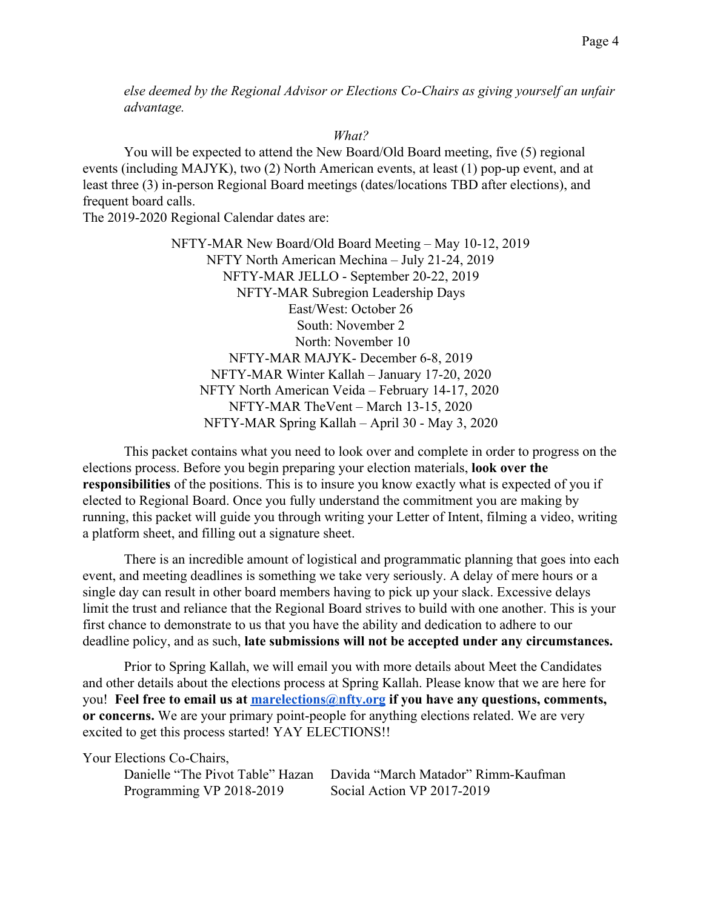*else deemed by the Regional Advisor or Elections Co-Chairs as giving yourself an unfair advantage.*

*What?*

You will be expected to attend the New Board/Old Board meeting, five (5) regional events (including MAJYK), two (2) North American events, at least (1) pop-up event, and at least three (3) in-person Regional Board meetings (dates/locations TBD after elections), and frequent board calls.

The 2019-2020 Regional Calendar dates are:

NFTY-MAR New Board/Old Board Meeting – May 10-12, 2019
NFTY North American Mechina – July 21-24, 2019
NFTY-MAR JELLO - September 20-22, 2019
NFTY-MAR Subregion Leadership Days
East/West: October 26
South: November 2
North: November 10
NFTY-MAR MAJYK- December 6-8, 2019
NFTY-MAR Winter Kallah – January 17-20, 2020
NFTY North American Veida – February 14-17, 2020
NFTY-MAR TheVent – March 13-15, 2020
NFTY-MAR Spring Kallah – April 30 - May 3, 2020

This packet contains what you need to look over and complete in order to progress on the elections process. Before you begin preparing your election materials, **look over the responsibilities** of the positions. This is to insure you know exactly what is expected of you if elected to Regional Board. Once you fully understand the commitment you are making by running, this packet will guide you through writing your Letter of Intent, filming a video, writing a platform sheet, and filling out a signature sheet.

There is an incredible amount of logistical and programmatic planning that goes into each event, and meeting deadlines is something we take very seriously. A delay of mere hours or a single day can result in other board members having to pick up your slack. Excessive delays limit the trust and reliance that the Regional Board strives to build with one another. This is your first chance to demonstrate to us that you have the ability and dedication to adhere to our deadline policy, and as such, **late submissions will not be accepted under any circumstances.**

Prior to Spring Kallah, we will email you with more details about Meet the Candidates and other details about the elections process at Spring Kallah. Please know that we are here for you! **Feel free to email us at marelections@nfty.org if you have any questions, comments, or concerns.** We are your primary point-people for anything elections related. We are very excited to get this process started! YAY ELECTIONS!!

Your Elections Co-Chairs,

Danielle "The Pivot Table" Hazan
Programming VP 2018-2019

Davida "March Matador" Rimm-Kaufman
Social Action VP 2017-2019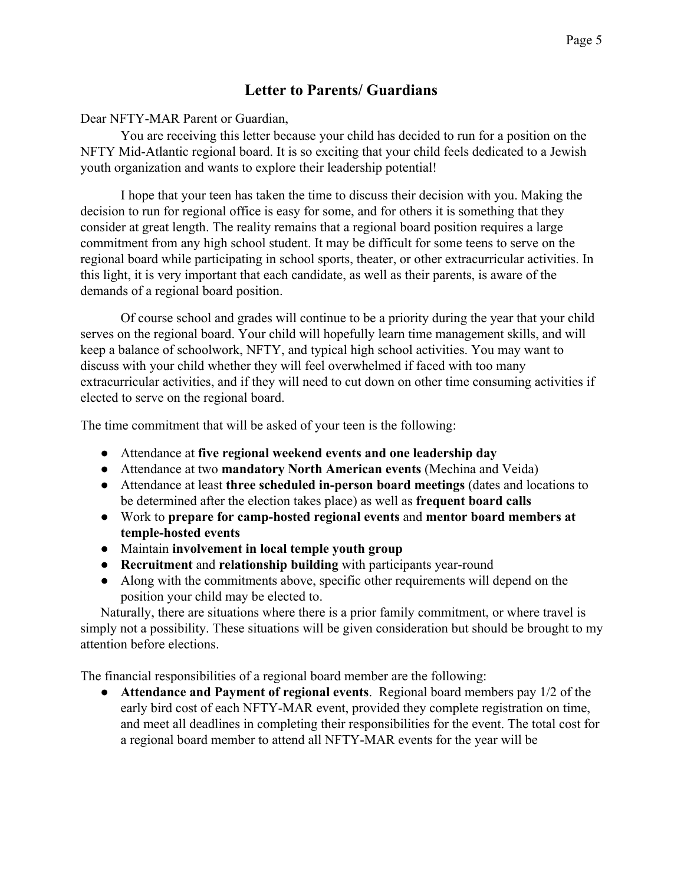## Letter to Parents/ Guardians

Dear NFTY-MAR Parent or Guardian,

You are receiving this letter because your child has decided to run for a position on the NFTY Mid-Atlantic regional board. It is so exciting that your child feels dedicated to a Jewish youth organization and wants to explore their leadership potential!

I hope that your teen has taken the time to discuss their decision with you. Making the decision to run for regional office is easy for some, and for others it is something that they consider at great length. The reality remains that a regional board position requires a large commitment from any high school student. It may be difficult for some teens to serve on the regional board while participating in school sports, theater, or other extracurricular activities. In this light, it is very important that each candidate, as well as their parents, is aware of the demands of a regional board position.

Of course school and grades will continue to be a priority during the year that your child serves on the regional board. Your child will hopefully learn time management skills, and will keep a balance of schoolwork, NFTY, and typical high school activities. You may want to discuss with your child whether they will feel overwhelmed if faced with too many extracurricular activities, and if they will need to cut down on other time consuming activities if elected to serve on the regional board.

The time commitment that will be asked of your teen is the following:

- Attendance at **five regional weekend events and one leadership day**
- Attendance at two **mandatory North American events** (Mechina and Veida)
- Attendance at least **three scheduled in-person board meetings** (dates and locations to be determined after the election takes place) as well as **frequent board calls**
- Work to **prepare for camp-hosted regional events** and **mentor board members at temple-hosted events**
- Maintain **involvement in local temple youth group**
- **Recruitment** and **relationship building** with participants year-round
- Along with the commitments above, specific other requirements will depend on the position your child may be elected to.

Naturally, there are situations where there is a prior family commitment, or where travel is simply not a possibility. These situations will be given consideration but should be brought to my attention before elections.

The financial responsibilities of a regional board member are the following:

- **Attendance and Payment of regional events**. Regional board members pay 1/2 of the early bird cost of each NFTY-MAR event, provided they complete registration on time, and meet all deadlines in completing their responsibilities for the event. The total cost for a regional board member to attend all NFTY-MAR events for the year will be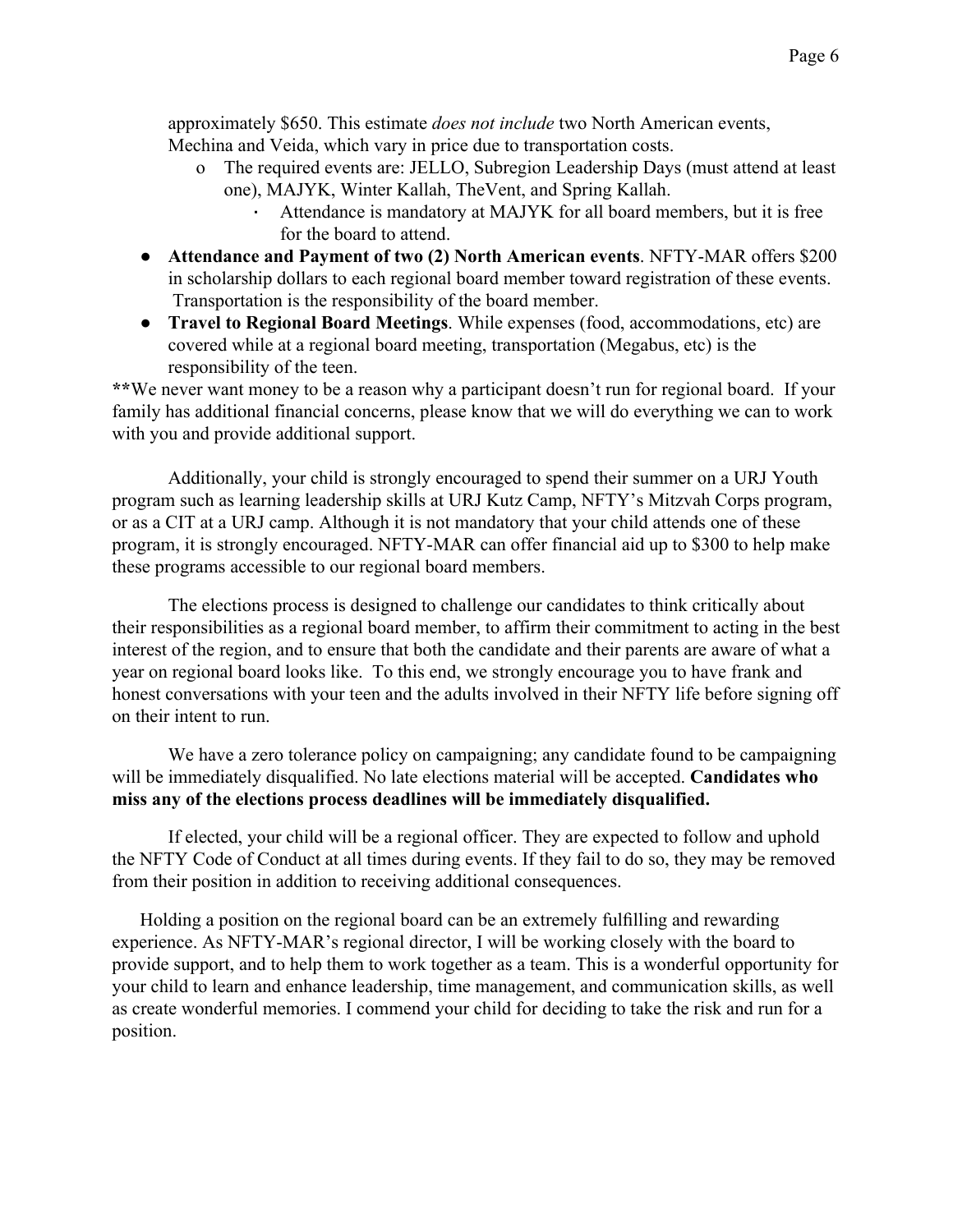approximately $650. This estimate *does not include* two North American events, Mechina and Veida, which vary in price due to transportation costs.

  - The required events are: JELLO, Subregion Leadership Days (must attend at least one), MAJYK, Winter Kallah, TheVent, and Spring Kallah.
    - Attendance is mandatory at MAJYK for all board members, but it is free for the board to attend.

- **Attendance and Payment of two (2) North American events**. NFTY-MAR offers $200 in scholarship dollars to each regional board member toward registration of these events. Transportation is the responsibility of the board member.
- **Travel to Regional Board Meetings**. While expenses (food, accommodations, etc) are covered while at a regional board meeting, transportation (Megabus, etc) is the responsibility of the teen.

**We never want money to be a reason why a participant doesn't run for regional board. If your family has additional financial concerns, please know that we will do everything we can to work with you and provide additional support.

Additionally, your child is strongly encouraged to spend their summer on a URJ Youth program such as learning leadership skills at URJ Kutz Camp, NFTY's Mitzvah Corps program, or as a CIT at a URJ camp. Although it is not mandatory that your child attends one of these program, it is strongly encouraged. NFTY-MAR can offer financial aid up to $300 to help make these programs accessible to our regional board members.

The elections process is designed to challenge our candidates to think critically about their responsibilities as a regional board member, to affirm their commitment to acting in the best interest of the region, and to ensure that both the candidate and their parents are aware of what a year on regional board looks like. To this end, we strongly encourage you to have frank and honest conversations with your teen and the adults involved in their NFTY life before signing off on their intent to run.

We have a zero tolerance policy on campaigning; any candidate found to be campaigning will be immediately disqualified. No late elections material will be accepted. **Candidates who miss any of the elections process deadlines will be immediately disqualified.**

If elected, your child will be a regional officer. They are expected to follow and uphold the NFTY Code of Conduct at all times during events. If they fail to do so, they may be removed from their position in addition to receiving additional consequences.

Holding a position on the regional board can be an extremely fulfilling and rewarding experience. As NFTY-MAR's regional director, I will be working closely with the board to provide support, and to help them to work together as a team. This is a wonderful opportunity for your child to learn and enhance leadership, time management, and communication skills, as well as create wonderful memories. I commend your child for deciding to take the risk and run for a position.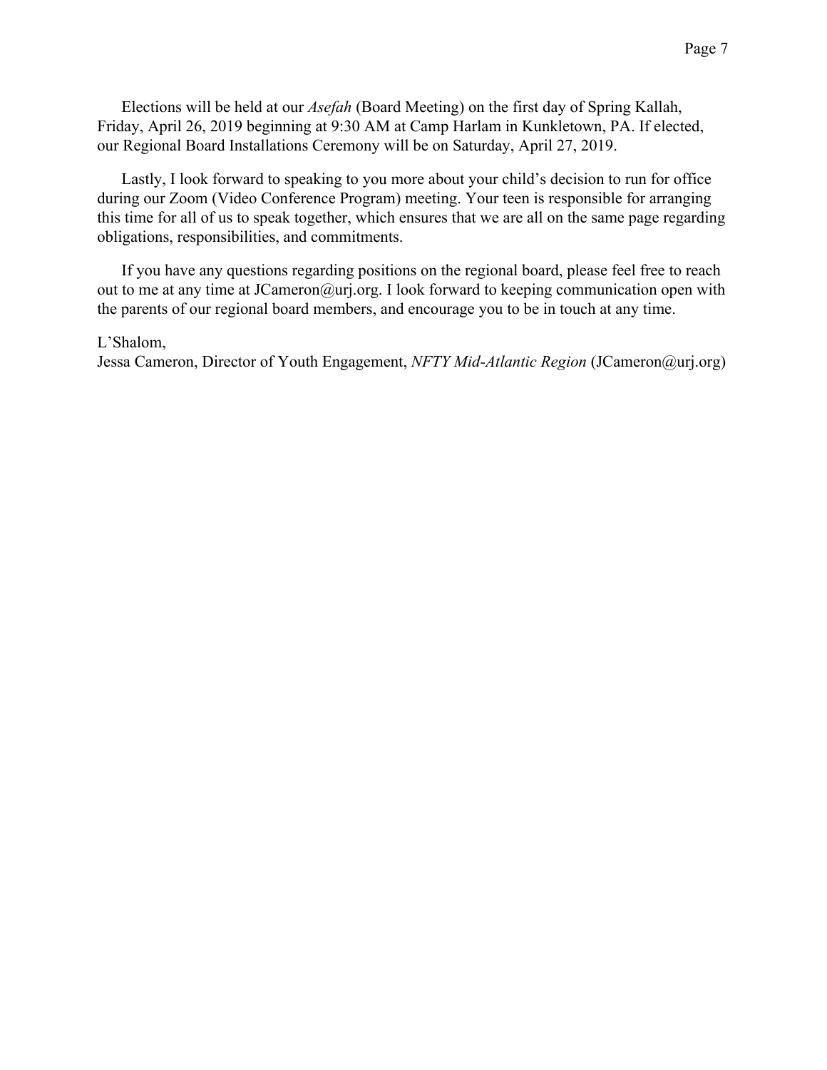Elections will be held at our *Asefah* (Board Meeting) on the first day of Spring Kallah, Friday, April 26, 2019 beginning at 9:30 AM at Camp Harlam in Kunkletown, PA. If elected, our Regional Board Installations Ceremony will be on Saturday, April 27, 2019.

Lastly, I look forward to speaking to you more about your child's decision to run for office during our Zoom (Video Conference Program) meeting. Your teen is responsible for arranging this time for all of us to speak together, which ensures that we are all on the same page regarding obligations, responsibilities, and commitments.

If you have any questions regarding positions on the regional board, please feel free to reach out to me at any time at JCameron@urj.org. I look forward to keeping communication open with the parents of our regional board members, and encourage you to be in touch at any time.

L'Shalom,
Jessa Cameron, Director of Youth Engagement, *NFTY Mid-Atlantic Region* (JCameron@urj.org)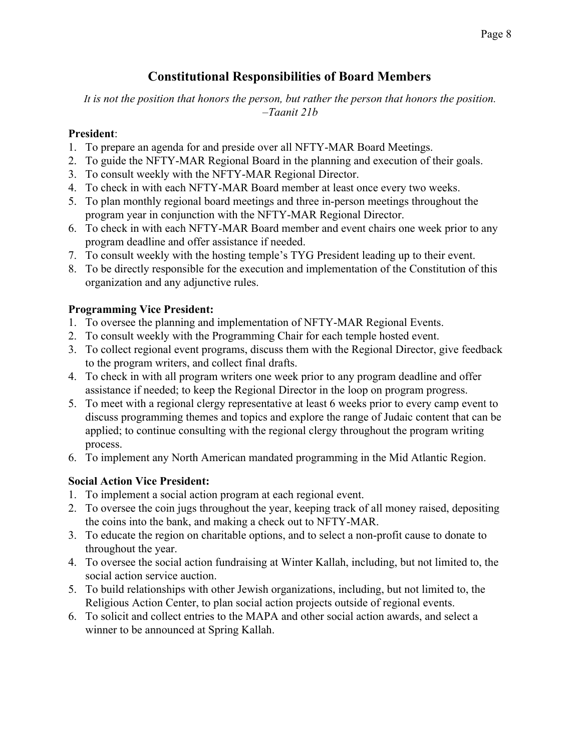# Constitutional Responsibilities of Board Members

*It is not the position that honors the person, but rather the person that honors the position.*
*–Taanit 21b*

**President**:

1. To prepare an agenda for and preside over all NFTY-MAR Board Meetings.
2. To guide the NFTY-MAR Regional Board in the planning and execution of their goals.
3. To consult weekly with the NFTY-MAR Regional Director.
4. To check in with each NFTY-MAR Board member at least once every two weeks.
5. To plan monthly regional board meetings and three in-person meetings throughout the program year in conjunction with the NFTY-MAR Regional Director.
6. To check in with each NFTY-MAR Board member and event chairs one week prior to any program deadline and offer assistance if needed.
7. To consult weekly with the hosting temple's TYG President leading up to their event.
8. To be directly responsible for the execution and implementation of the Constitution of this organization and any adjunctive rules.

**Programming Vice President:**

1. To oversee the planning and implementation of NFTY-MAR Regional Events.
2. To consult weekly with the Programming Chair for each temple hosted event.
3. To collect regional event programs, discuss them with the Regional Director, give feedback to the program writers, and collect final drafts.
4. To check in with all program writers one week prior to any program deadline and offer assistance if needed; to keep the Regional Director in the loop on program progress.
5. To meet with a regional clergy representative at least 6 weeks prior to every camp event to discuss programming themes and topics and explore the range of Judaic content that can be applied; to continue consulting with the regional clergy throughout the program writing process.
6. To implement any North American mandated programming in the Mid Atlantic Region.

**Social Action Vice President:**

1. To implement a social action program at each regional event.
2. To oversee the coin jugs throughout the year, keeping track of all money raised, depositing the coins into the bank, and making a check out to NFTY-MAR.
3. To educate the region on charitable options, and to select a non-profit cause to donate to throughout the year.
4. To oversee the social action fundraising at Winter Kallah, including, but not limited to, the social action service auction.
5. To build relationships with other Jewish organizations, including, but not limited to, the Religious Action Center, to plan social action projects outside of regional events.
6. To solicit and collect entries to the MAPA and other social action awards, and select a winner to be announced at Spring Kallah.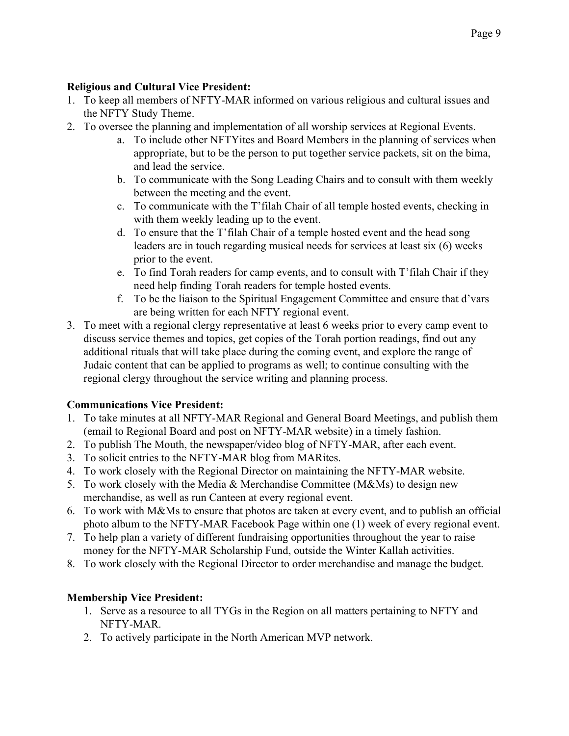**Religious and Cultural Vice President:**

1. To keep all members of NFTY-MAR informed on various religious and cultural issues and the NFTY Study Theme.
2. To oversee the planning and implementation of all worship services at Regional Events.
    a. To include other NFTYites and Board Members in the planning of services when appropriate, but to be the person to put together service packets, sit on the bima, and lead the service.
    b. To communicate with the Song Leading Chairs and to consult with them weekly between the meeting and the event.
    c. To communicate with the T'filah Chair of all temple hosted events, checking in with them weekly leading up to the event.
    d. To ensure that the T'filah Chair of a temple hosted event and the head song leaders are in touch regarding musical needs for services at least six (6) weeks prior to the event.
    e. To find Torah readers for camp events, and to consult with T'filah Chair if they need help finding Torah readers for temple hosted events.
    f. To be the liaison to the Spiritual Engagement Committee and ensure that d'vars are being written for each NFTY regional event.
3. To meet with a regional clergy representative at least 6 weeks prior to every camp event to discuss service themes and topics, get copies of the Torah portion readings, find out any additional rituals that will take place during the coming event, and explore the range of Judaic content that can be applied to programs as well; to continue consulting with the regional clergy throughout the service writing and planning process.

**Communications Vice President:**

1. To take minutes at all NFTY-MAR Regional and General Board Meetings, and publish them (email to Regional Board and post on NFTY-MAR website) in a timely fashion.
2. To publish The Mouth, the newspaper/video blog of NFTY-MAR, after each event.
3. To solicit entries to the NFTY-MAR blog from MARites.
4. To work closely with the Regional Director on maintaining the NFTY-MAR website.
5. To work closely with the Media & Merchandise Committee (M&Ms) to design new merchandise, as well as run Canteen at every regional event.
6. To work with M&Ms to ensure that photos are taken at every event, and to publish an official photo album to the NFTY-MAR Facebook Page within one (1) week of every regional event.
7. To help plan a variety of different fundraising opportunities throughout the year to raise money for the NFTY-MAR Scholarship Fund, outside the Winter Kallah activities.
8. To work closely with the Regional Director to order merchandise and manage the budget.

**Membership Vice President:**

1. Serve as a resource to all TYGs in the Region on all matters pertaining to NFTY and NFTY-MAR.
2. To actively participate in the North American MVP network.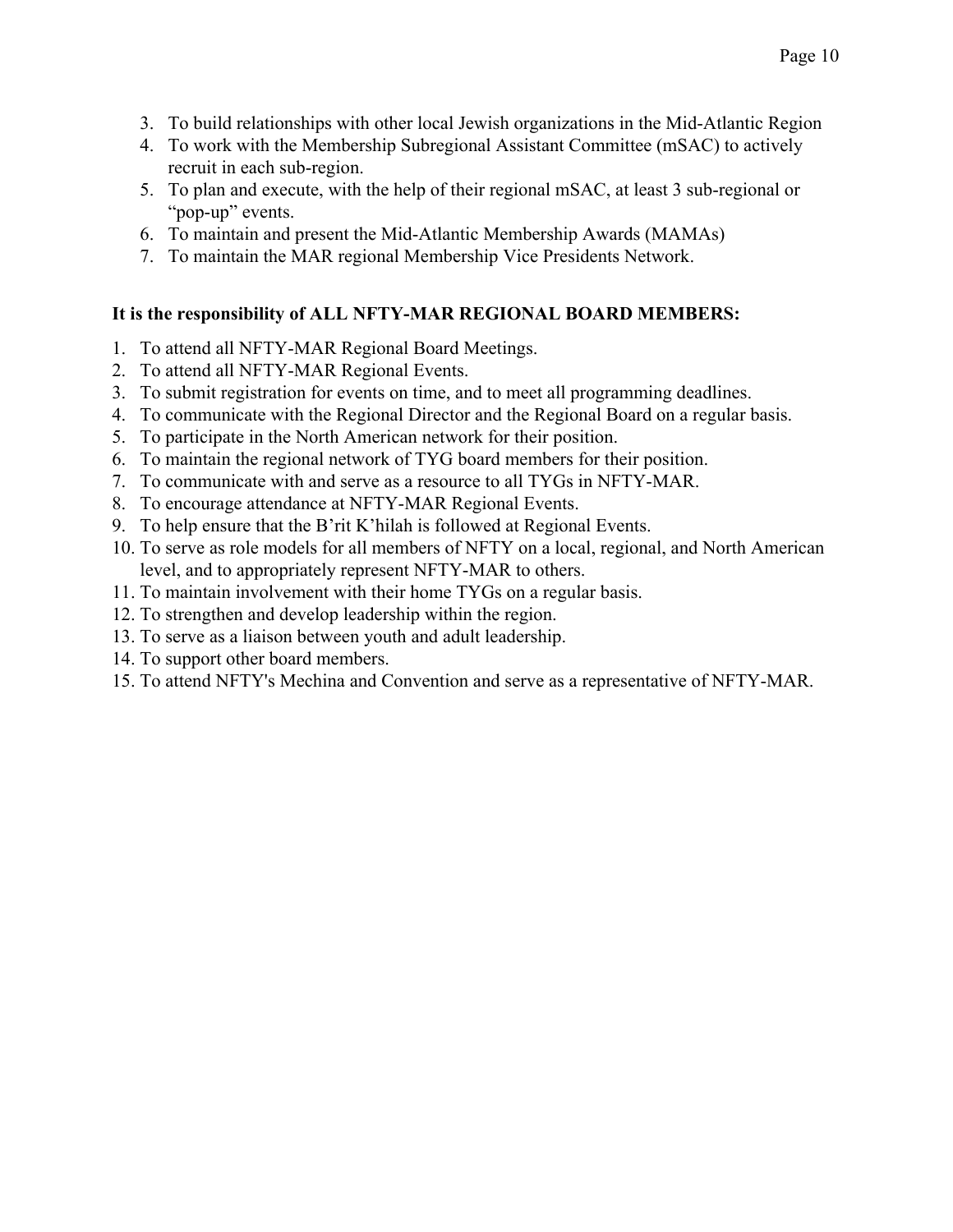3. To build relationships with other local Jewish organizations in the Mid-Atlantic Region
4. To work with the Membership Subregional Assistant Committee (mSAC) to actively recruit in each sub-region.
5. To plan and execute, with the help of their regional mSAC, at least 3 sub-regional or "pop-up" events.
6. To maintain and present the Mid-Atlantic Membership Awards (MAMAs)
7. To maintain the MAR regional Membership Vice Presidents Network.

**It is the responsibility of ALL NFTY-MAR REGIONAL BOARD MEMBERS:**

1. To attend all NFTY-MAR Regional Board Meetings.
2. To attend all NFTY-MAR Regional Events.
3. To submit registration for events on time, and to meet all programming deadlines.
4. To communicate with the Regional Director and the Regional Board on a regular basis.
5. To participate in the North American network for their position.
6. To maintain the regional network of TYG board members for their position.
7. To communicate with and serve as a resource to all TYGs in NFTY-MAR.
8. To encourage attendance at NFTY-MAR Regional Events.
9. To help ensure that the B'rit K'hilah is followed at Regional Events.
10. To serve as role models for all members of NFTY on a local, regional, and North American level, and to appropriately represent NFTY-MAR to others.
11. To maintain involvement with their home TYGs on a regular basis.
12. To strengthen and develop leadership within the region.
13. To serve as a liaison between youth and adult leadership.
14. To support other board members.
15. To attend NFTY's Mechina and Convention and serve as a representative of NFTY-MAR.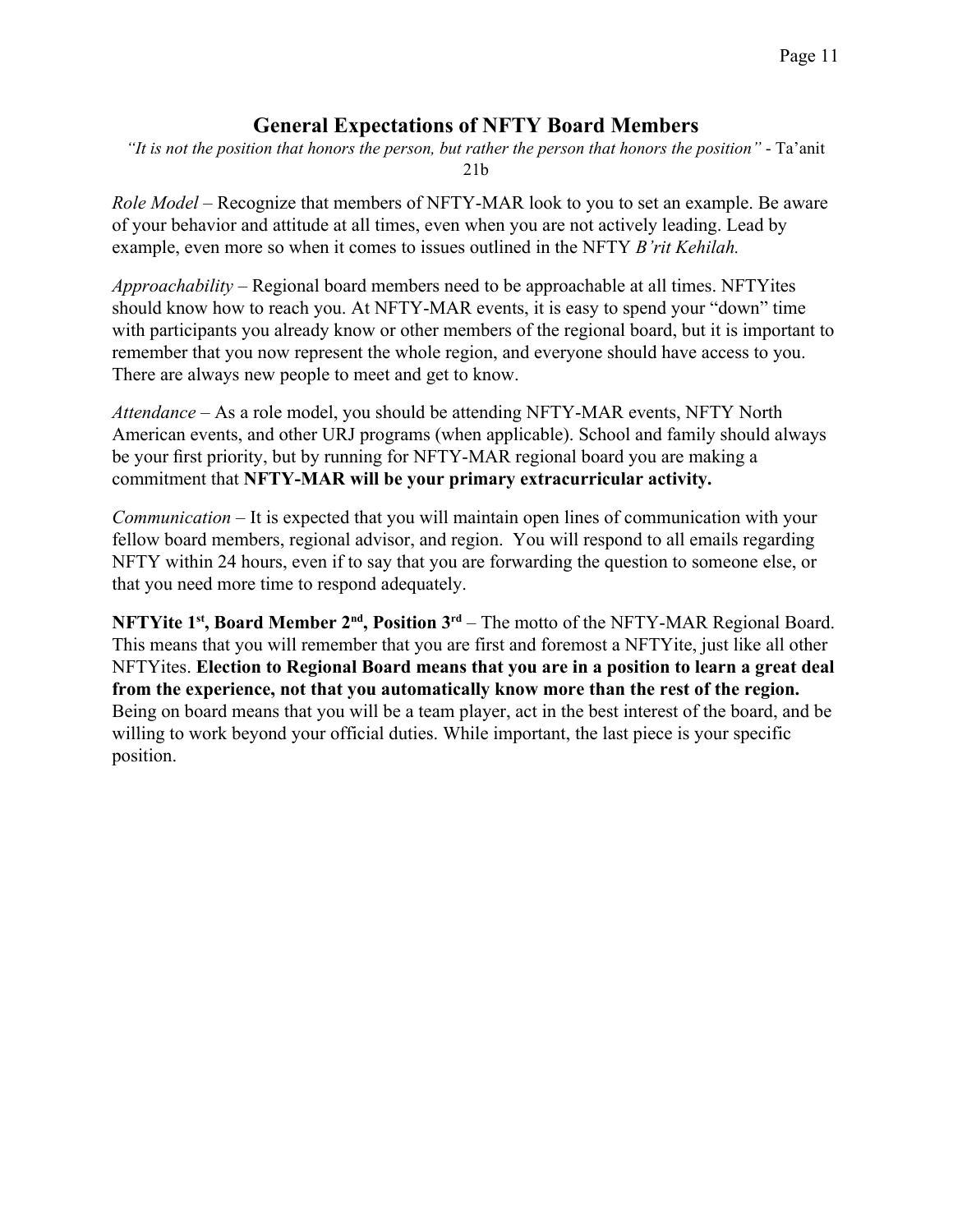## General Expectations of NFTY Board Members

*"It is not the position that honors the person, but rather the person that honors the position"* - Ta'anit 21b

*Role Model* – Recognize that members of NFTY-MAR look to you to set an example. Be aware of your behavior and attitude at all times, even when you are not actively leading. Lead by example, even more so when it comes to issues outlined in the NFTY *B'rit Kehilah.*

*Approachability* – Regional board members need to be approachable at all times. NFTYites should know how to reach you. At NFTY-MAR events, it is easy to spend your "down" time with participants you already know or other members of the regional board, but it is important to remember that you now represent the whole region, and everyone should have access to you. There are always new people to meet and get to know.

*Attendance* – As a role model, you should be attending NFTY-MAR events, NFTY North American events, and other URJ programs (when applicable). School and family should always be your first priority, but by running for NFTY-MAR regional board you are making a commitment that **NFTY-MAR will be your primary extracurricular activity.**

*Communication* – It is expected that you will maintain open lines of communication with your fellow board members, regional advisor, and region. You will respond to all emails regarding NFTY within 24 hours, even if to say that you are forwarding the question to someone else, or that you need more time to respond adequately.

**NFTYite 1st, Board Member 2nd, Position 3rd** – The motto of the NFTY-MAR Regional Board. This means that you will remember that you are first and foremost a NFTYite, just like all other NFTYites. **Election to Regional Board means that you are in a position to learn a great deal from the experience, not that you automatically know more than the rest of the region.** Being on board means that you will be a team player, act in the best interest of the board, and be willing to work beyond your official duties. While important, the last piece is your specific position.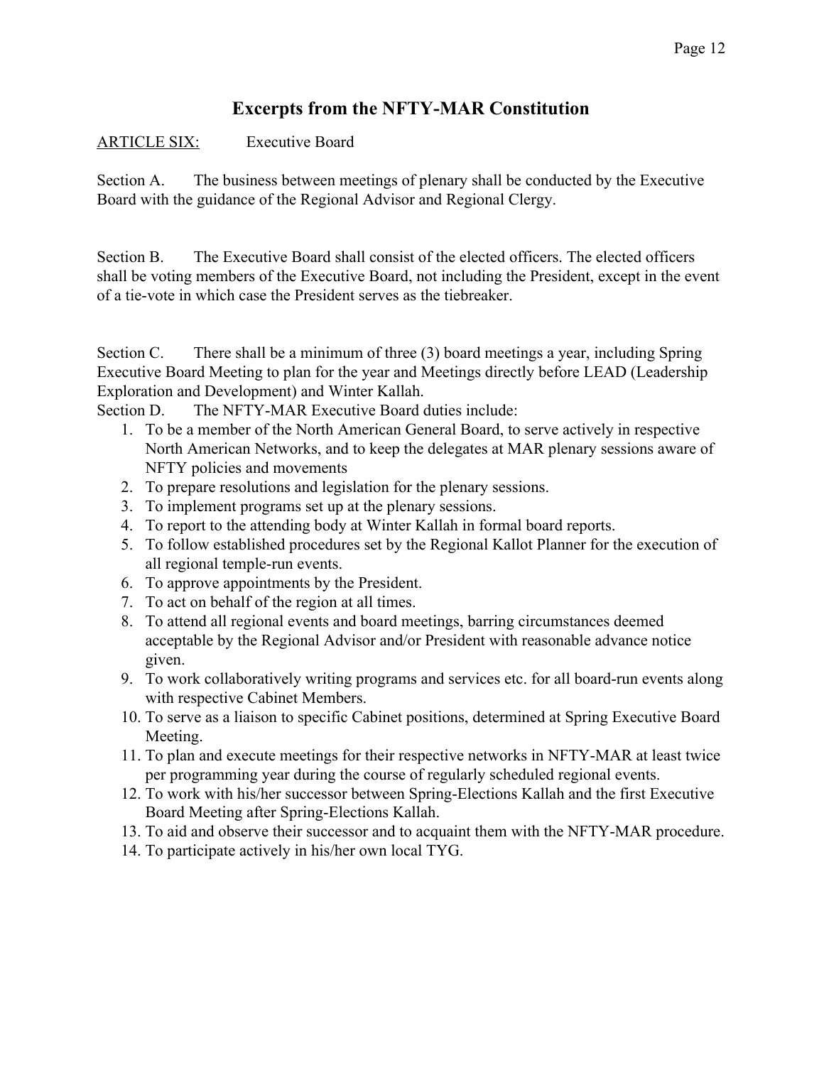# Excerpts from the NFTY-MAR Constitution

ARTICLE SIX: Executive Board

Section A. The business between meetings of plenary shall be conducted by the Executive Board with the guidance of the Regional Advisor and Regional Clergy.

Section B. The Executive Board shall consist of the elected officers. The elected officers shall be voting members of the Executive Board, not including the President, except in the event of a tie-vote in which case the President serves as the tiebreaker.

Section C. There shall be a minimum of three (3) board meetings a year, including Spring Executive Board Meeting to plan for the year and Meetings directly before LEAD (Leadership Exploration and Development) and Winter Kallah.

Section D. The NFTY-MAR Executive Board duties include:

1. To be a member of the North American General Board, to serve actively in respective North American Networks, and to keep the delegates at MAR plenary sessions aware of NFTY policies and movements
2. To prepare resolutions and legislation for the plenary sessions.
3. To implement programs set up at the plenary sessions.
4. To report to the attending body at Winter Kallah in formal board reports.
5. To follow established procedures set by the Regional Kallot Planner for the execution of all regional temple-run events.
6. To approve appointments by the President.
7. To act on behalf of the region at all times.
8. To attend all regional events and board meetings, barring circumstances deemed acceptable by the Regional Advisor and/or President with reasonable advance notice given.
9. To work collaboratively writing programs and services etc. for all board-run events along with respective Cabinet Members.
10. To serve as a liaison to specific Cabinet positions, determined at Spring Executive Board Meeting.
11. To plan and execute meetings for their respective networks in NFTY-MAR at least twice per programming year during the course of regularly scheduled regional events.
12. To work with his/her successor between Spring-Elections Kallah and the first Executive Board Meeting after Spring-Elections Kallah.
13. To aid and observe their successor and to acquaint them with the NFTY-MAR procedure.
14. To participate actively in his/her own local TYG.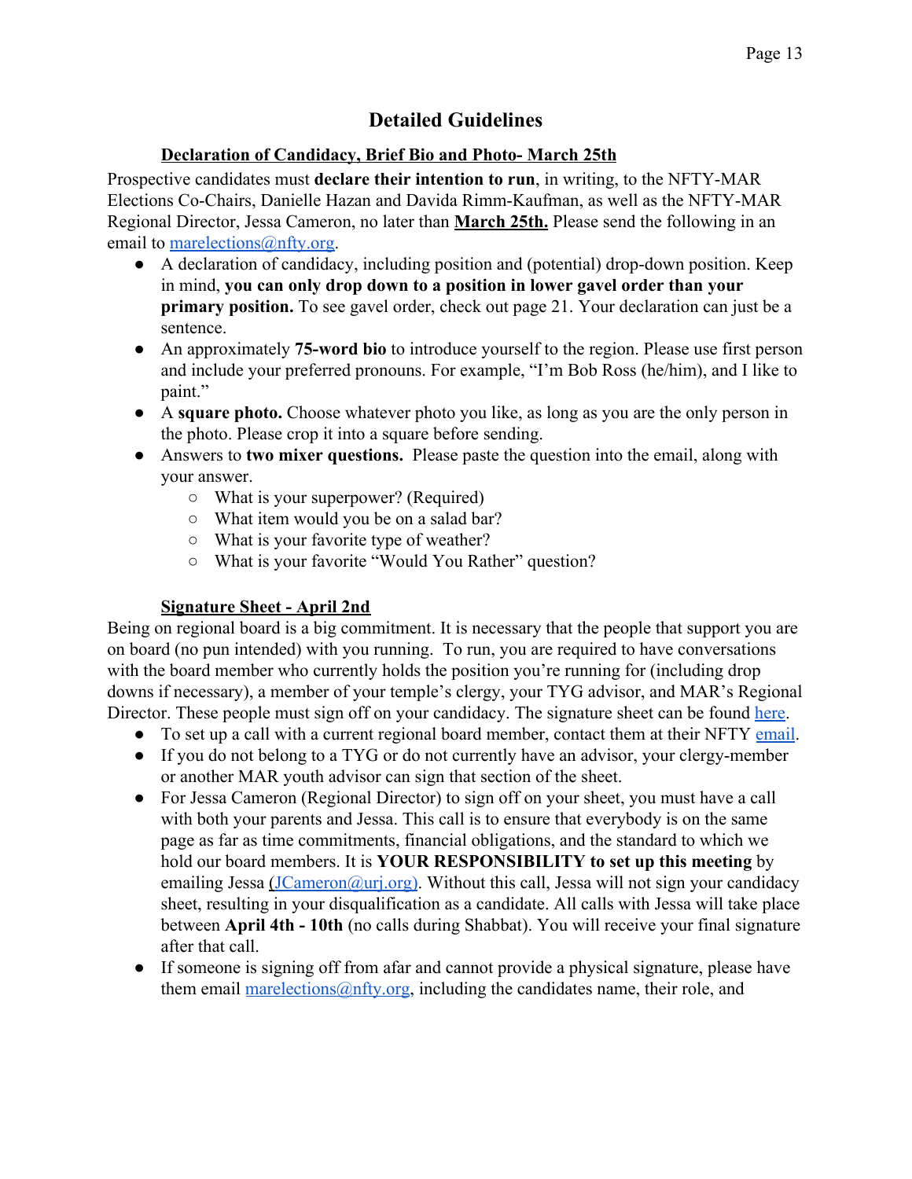# Detailed Guidelines

## Declaration of Candidacy, Brief Bio and Photo- March 25th

Prospective candidates must **declare their intention to run**, in writing, to the NFTY-MAR Elections Co-Chairs, Danielle Hazan and Davida Rimm-Kaufman, as well as the NFTY-MAR Regional Director, Jessa Cameron, no later than **March 25th.** Please send the following in an email to marelections@nfty.org.

- A declaration of candidacy, including position and (potential) drop-down position. Keep in mind, **you can only drop down to a position in lower gavel order than your primary position.** To see gavel order, check out page 21. Your declaration can just be a sentence.
- An approximately **75-word bio** to introduce yourself to the region. Please use first person and include your preferred pronouns. For example, "I'm Bob Ross (he/him), and I like to paint."
- A **square photo.** Choose whatever photo you like, as long as you are the only person in the photo. Please crop it into a square before sending.
- Answers to **two mixer questions.** Please paste the question into the email, along with your answer.
  - What is your superpower? (Required)
  - What item would you be on a salad bar?
  - What is your favorite type of weather?
  - What is your favorite "Would You Rather" question?

## Signature Sheet - April 2nd

Being on regional board is a big commitment. It is necessary that the people that support you are on board (no pun intended) with you running. To run, you are required to have conversations with the board member who currently holds the position you're running for (including drop downs if necessary), a member of your temple's clergy, your TYG advisor, and MAR's Regional Director. These people must sign off on your candidacy. The signature sheet can be found here.

- To set up a call with a current regional board member, contact them at their NFTY email.
- If you do not belong to a TYG or do not currently have an advisor, your clergy-member or another MAR youth advisor can sign that section of the sheet.
- For Jessa Cameron (Regional Director) to sign off on your sheet, you must have a call with both your parents and Jessa. This call is to ensure that everybody is on the same page as far as time commitments, financial obligations, and the standard to which we hold our board members. It is **YOUR RESPONSIBILITY to set up this meeting** by emailing Jessa (JCameron@urj.org). Without this call, Jessa will not sign your candidacy sheet, resulting in your disqualification as a candidate. All calls with Jessa will take place between **April 4th - 10th** (no calls during Shabbat). You will receive your final signature after that call.
- If someone is signing off from afar and cannot provide a physical signature, please have them email marelections@nfty.org, including the candidates name, their role, and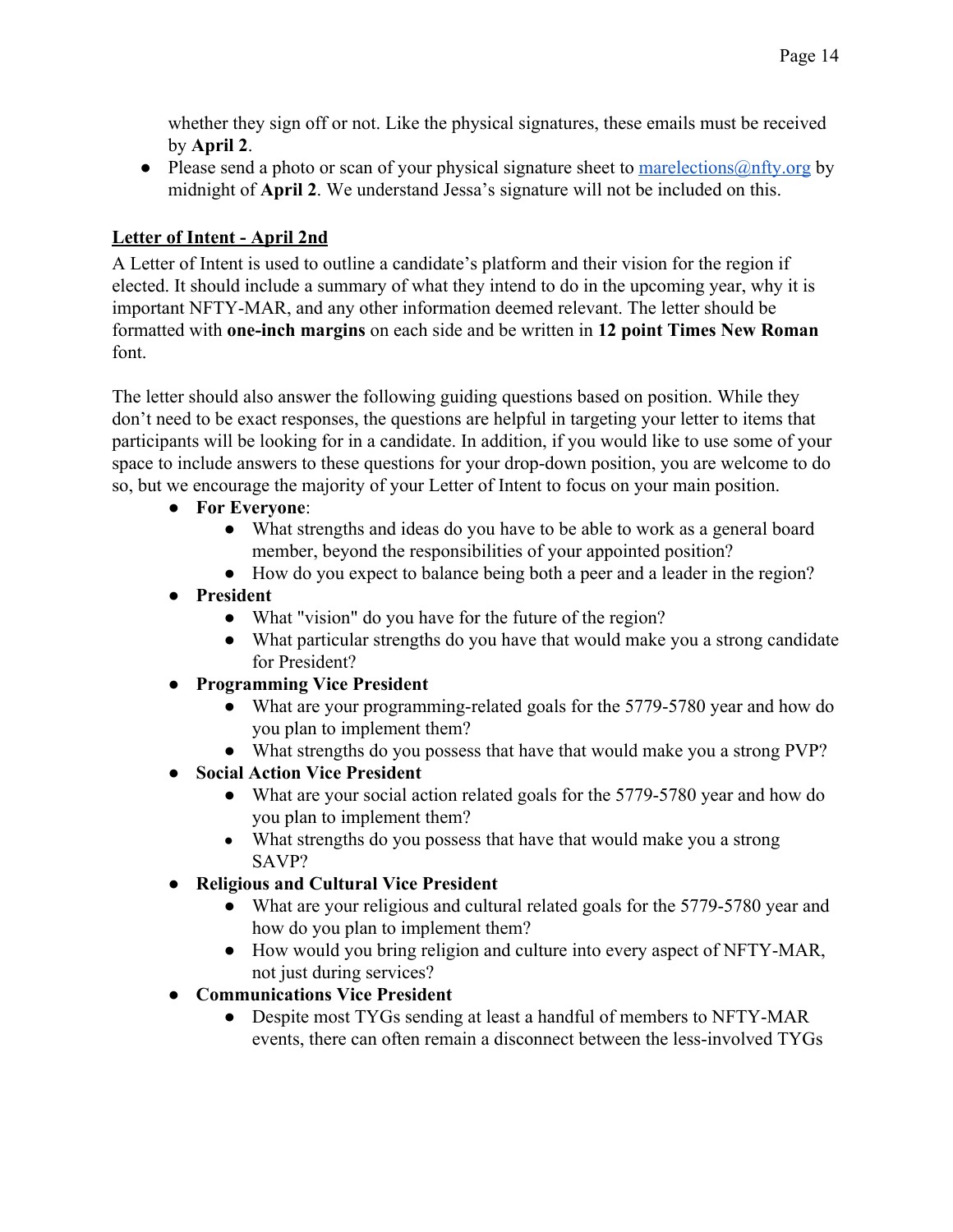whether they sign off or not. Like the physical signatures, these emails must be received by **April 2**.

- Please send a photo or scan of your physical signature sheet to marelections@nfty.org by midnight of **April 2**. We understand Jessa's signature will not be included on this.

**Letter of Intent - April 2nd**

A Letter of Intent is used to outline a candidate's platform and their vision for the region if elected. It should include a summary of what they intend to do in the upcoming year, why it is important NFTY-MAR, and any other information deemed relevant. The letter should be formatted with **one-inch margins** on each side and be written in **12 point Times New Roman** font.

The letter should also answer the following guiding questions based on position. While they don't need to be exact responses, the questions are helpful in targeting your letter to items that participants will be looking for in a candidate. In addition, if you would like to use some of your space to include answers to these questions for your drop-down position, you are welcome to do so, but we encourage the majority of your Letter of Intent to focus on your main position.

- **For Everyone**:
  - What strengths and ideas do you have to be able to work as a general board member, beyond the responsibilities of your appointed position?
  - How do you expect to balance being both a peer and a leader in the region?
- **President**
  - What "vision" do you have for the future of the region?
  - What particular strengths do you have that would make you a strong candidate for President?
- **Programming Vice President**
  - What are your programming-related goals for the 5779-5780 year and how do you plan to implement them?
  - What strengths do you possess that have that would make you a strong PVP?
- **Social Action Vice President**
  - What are your social action related goals for the 5779-5780 year and how do you plan to implement them?
  - What strengths do you possess that have that would make you a strong SAVP?
- **Religious and Cultural Vice President**
  - What are your religious and cultural related goals for the 5779-5780 year and how do you plan to implement them?
  - How would you bring religion and culture into every aspect of NFTY-MAR, not just during services?
- **Communications Vice President**
  - Despite most TYGs sending at least a handful of members to NFTY-MAR events, there can often remain a disconnect between the less-involved TYGs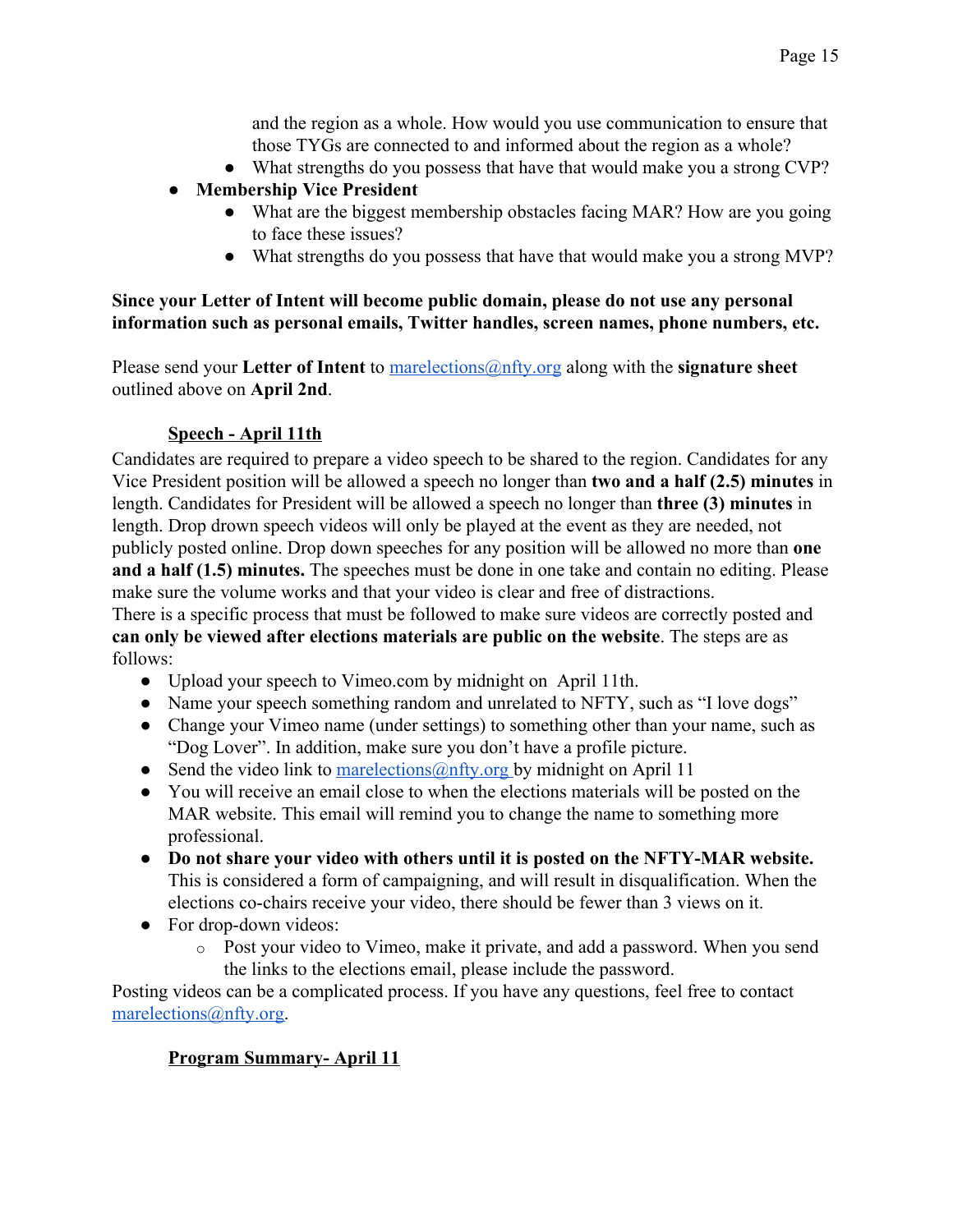and the region as a whole. How would you use communication to ensure that those TYGs are connected to and informed about the region as a whole?
    - What strengths do you possess that have that would make you a strong CVP?
- **Membership Vice President**
    - What are the biggest membership obstacles facing MAR? How are you going to face these issues?
    - What strengths do you possess that have that would make you a strong MVP?

**Since your Letter of Intent will become public domain, please do not use any personal information such as personal emails, Twitter handles, screen names, phone numbers, etc.**

Please send your **Letter of Intent** to marelections@nfty.org along with the **signature sheet** outlined above on **April 2nd**.

### **Speech - April 11th**

Candidates are required to prepare a video speech to be shared to the region. Candidates for any Vice President position will be allowed a speech no longer than **two and a half (2.5) minutes** in length. Candidates for President will be allowed a speech no longer than **three (3) minutes** in length. Drop drown speech videos will only be played at the event as they are needed, not publicly posted online. Drop down speeches for any position will be allowed no more than **one and a half (1.5) minutes.** The speeches must be done in one take and contain no editing. Please make sure the volume works and that your video is clear and free of distractions.
There is a specific process that must be followed to make sure videos are correctly posted and **can only be viewed after elections materials are public on the website**. The steps are as follows:

- Upload your speech to Vimeo.com by midnight on April 11th.
- Name your speech something random and unrelated to NFTY, such as "I love dogs"
- Change your Vimeo name (under settings) to something other than your name, such as "Dog Lover". In addition, make sure you don't have a profile picture.
- Send the video link to marelections@nfty.org by midnight on April 11
- You will receive an email close to when the elections materials will be posted on the MAR website. This email will remind you to change the name to something more professional.
- **Do not share your video with others until it is posted on the NFTY-MAR website.** This is considered a form of campaigning, and will result in disqualification. When the elections co-chairs receive your video, there should be fewer than 3 views on it.
- For drop-down videos:
    - Post your video to Vimeo, make it private, and add a password. When you send the links to the elections email, please include the password.

Posting videos can be a complicated process. If you have any questions, feel free to contact marelections@nfty.org.

### **Program Summary- April 11**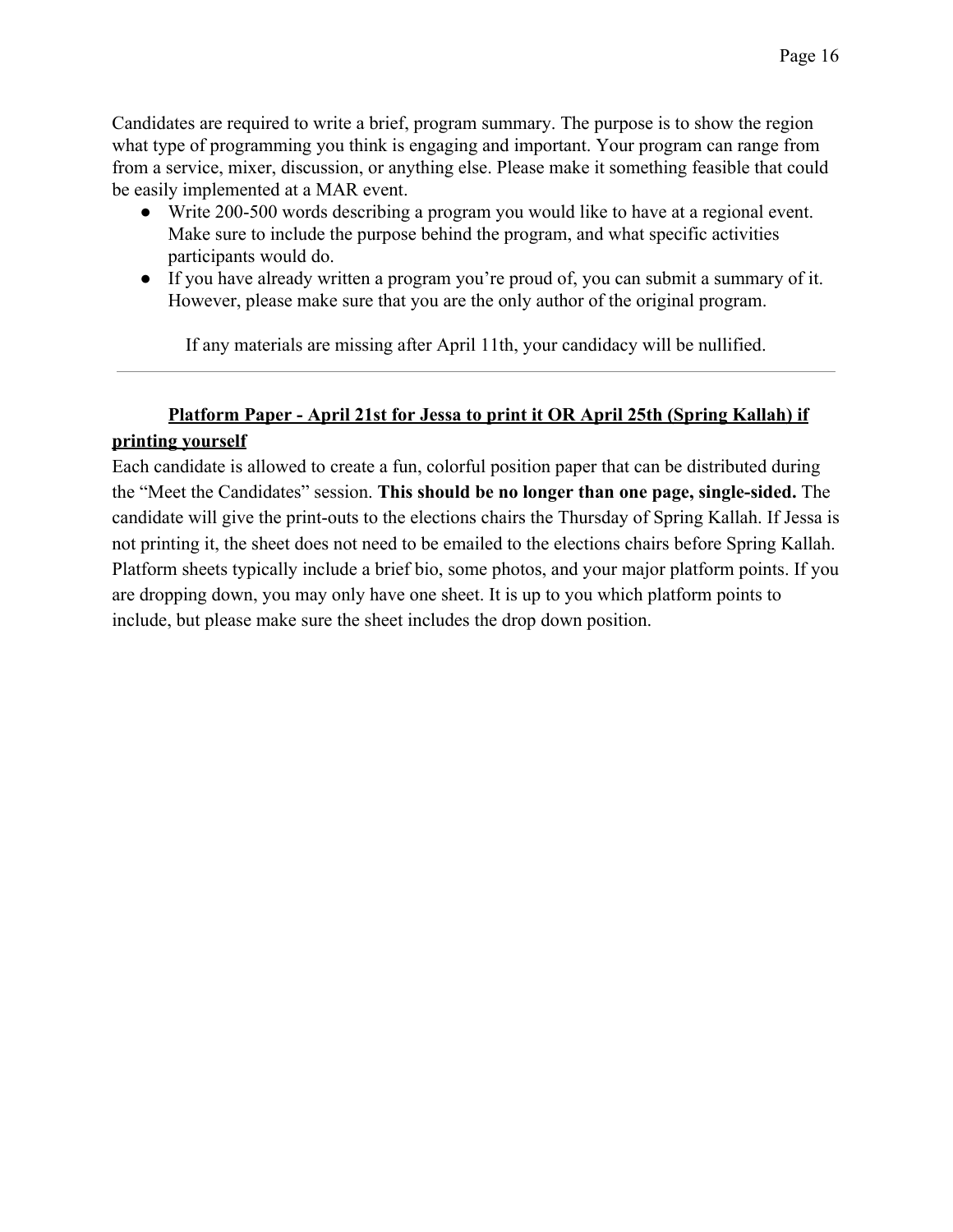Candidates are required to write a brief, program summary. The purpose is to show the region what type of programming you think is engaging and important. Your program can range from from a service, mixer, discussion, or anything else. Please make it something feasible that could be easily implemented at a MAR event.

- Write 200-500 words describing a program you would like to have at a regional event. Make sure to include the purpose behind the program, and what specific activities participants would do.
- If you have already written a program you're proud of, you can submit a summary of it. However, please make sure that you are the only author of the original program.

If any materials are missing after April 11th, your candidacy will be nullified.

---

**Platform Paper - April 21st for Jessa to print it OR April 25th (Spring Kallah) if printing yourself**

Each candidate is allowed to create a fun, colorful position paper that can be distributed during the "Meet the Candidates" session. **This should be no longer than one page, single-sided.** The candidate will give the print-outs to the elections chairs the Thursday of Spring Kallah. If Jessa is not printing it, the sheet does not need to be emailed to the elections chairs before Spring Kallah. Platform sheets typically include a brief bio, some photos, and your major platform points. If you are dropping down, you may only have one sheet. It is up to you which platform points to include, but please make sure the sheet includes the drop down position.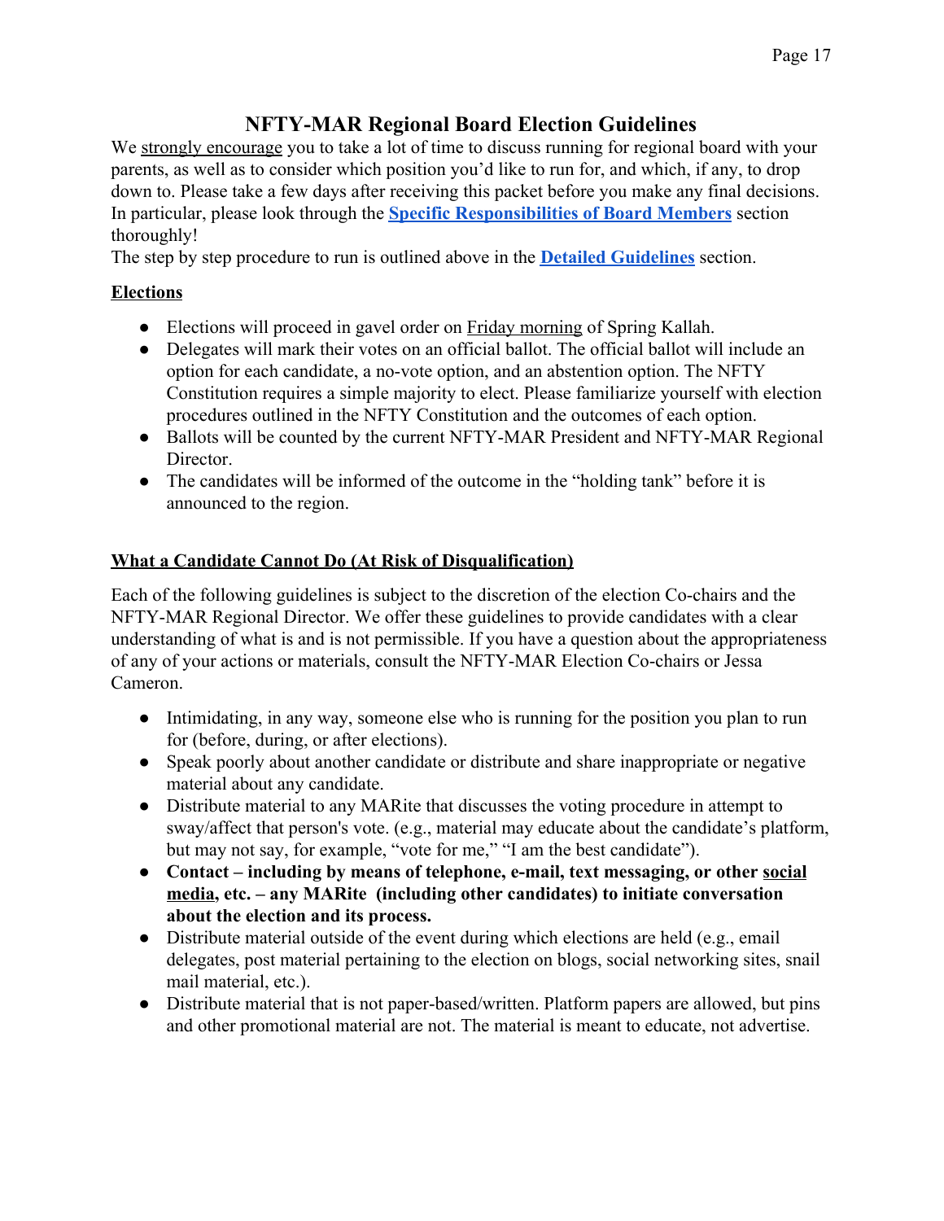# NFTY-MAR Regional Board Election Guidelines

We strongly encourage you to take a lot of time to discuss running for regional board with your parents, as well as to consider which position you'd like to run for, and which, if any, to drop down to. Please take a few days after receiving this packet before you make any final decisions. In particular, please look through the **Specific Responsibilities of Board Members** section thoroughly!

The step by step procedure to run is outlined above in the **Detailed Guidelines** section.

## Elections

- Elections will proceed in gavel order on Friday morning of Spring Kallah.
- Delegates will mark their votes on an official ballot. The official ballot will include an option for each candidate, a no-vote option, and an abstention option. The NFTY Constitution requires a simple majority to elect. Please familiarize yourself with election procedures outlined in the NFTY Constitution and the outcomes of each option.
- Ballots will be counted by the current NFTY-MAR President and NFTY-MAR Regional Director.
- The candidates will be informed of the outcome in the "holding tank" before it is announced to the region.

## What a Candidate Cannot Do (At Risk of Disqualification)

Each of the following guidelines is subject to the discretion of the election Co-chairs and the NFTY-MAR Regional Director. We offer these guidelines to provide candidates with a clear understanding of what is and is not permissible. If you have a question about the appropriateness of any of your actions or materials, consult the NFTY-MAR Election Co-chairs or Jessa Cameron.

- Intimidating, in any way, someone else who is running for the position you plan to run for (before, during, or after elections).
- Speak poorly about another candidate or distribute and share inappropriate or negative material about any candidate.
- Distribute material to any MARite that discusses the voting procedure in attempt to sway/affect that person's vote. (e.g., material may educate about the candidate's platform, but may not say, for example, "vote for me," "I am the best candidate").
- **Contact – including by means of telephone, e-mail, text messaging, or other social media, etc. – any MARite (including other candidates) to initiate conversation about the election and its process.**
- Distribute material outside of the event during which elections are held (e.g., email delegates, post material pertaining to the election on blogs, social networking sites, snail mail material, etc.).
- Distribute material that is not paper-based/written. Platform papers are allowed, but pins and other promotional material are not. The material is meant to educate, not advertise.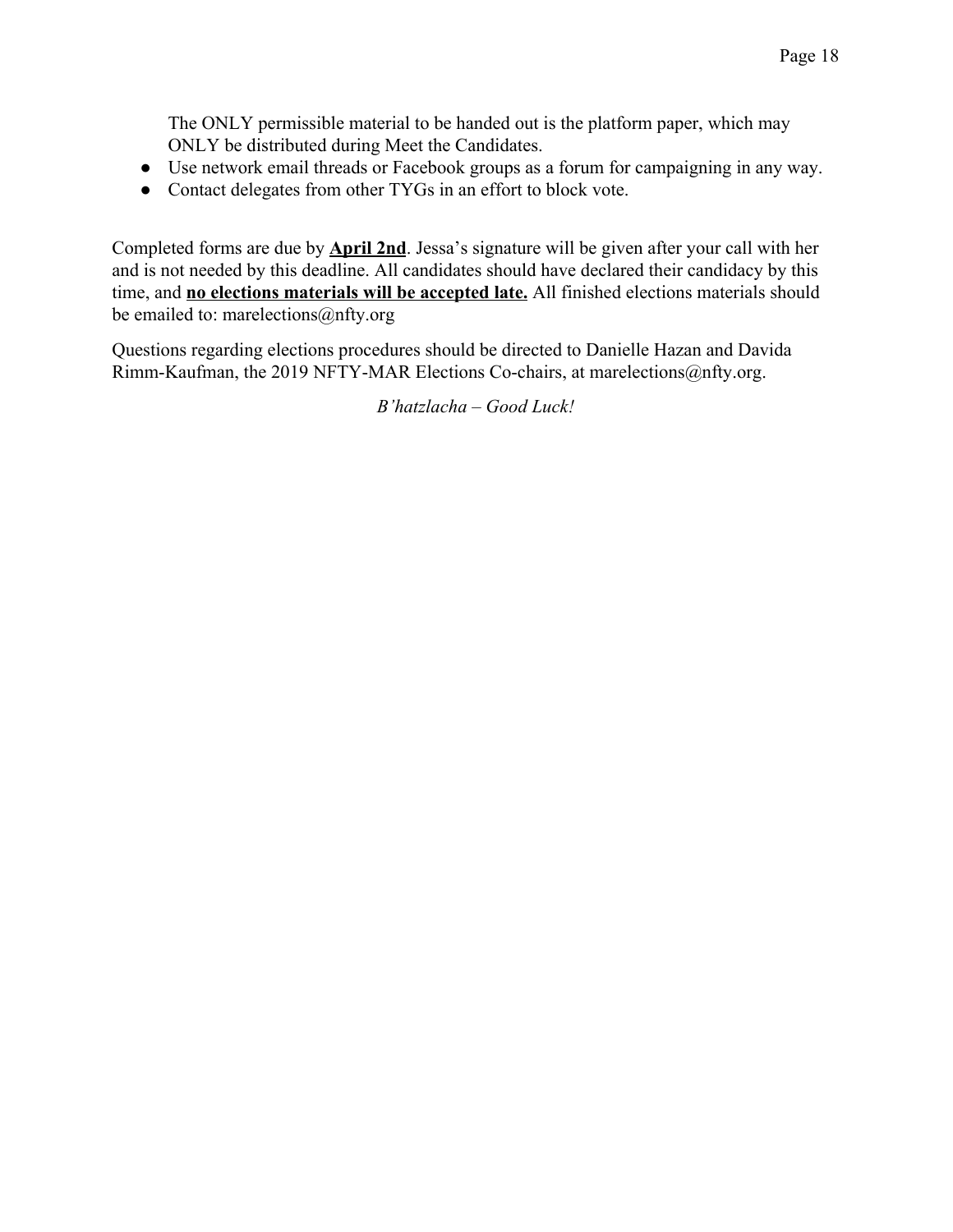The ONLY permissible material to be handed out is the platform paper, which may ONLY be distributed during Meet the Candidates.

- Use network email threads or Facebook groups as a forum for campaigning in any way.
- Contact delegates from other TYGs in an effort to block vote.

Completed forms are due by **April 2nd**. Jessa's signature will be given after your call with her and is not needed by this deadline. All candidates should have declared their candidacy by this time, and **no elections materials will be accepted late.** All finished elections materials should be emailed to: marelections@nfty.org

Questions regarding elections procedures should be directed to Danielle Hazan and Davida Rimm-Kaufman, the 2019 NFTY-MAR Elections Co-chairs, at marelections@nfty.org.

*B'hatzlacha – Good Luck!*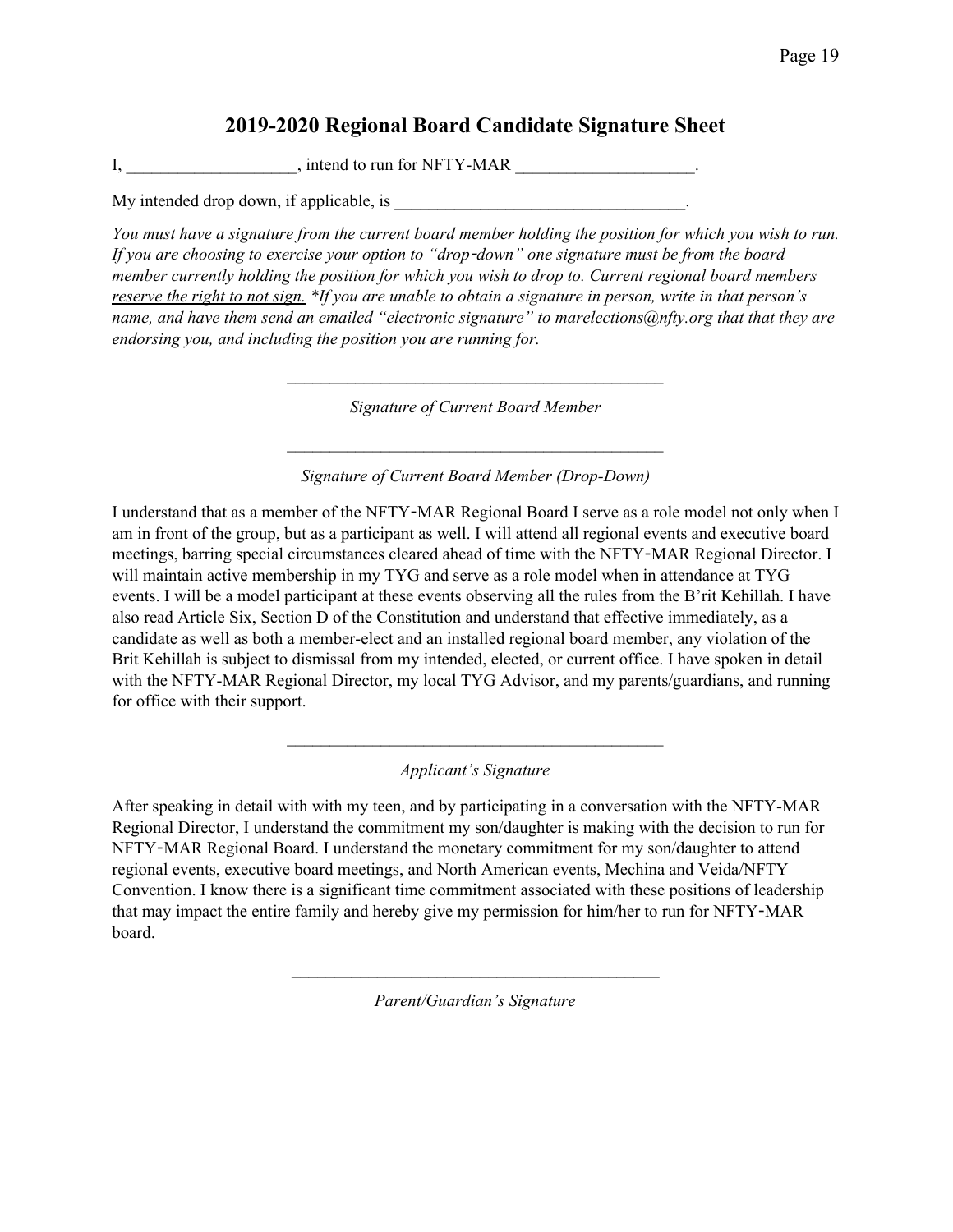## 2019-2020 Regional Board Candidate Signature Sheet

I, ___________________, intend to run for NFTY-MAR ____________________.

My intended drop down, if applicable, is __________________________________.

*You must have a signature from the current board member holding the position for which you wish to run. If you are choosing to exercise your option to "drop-down" one signature must be from the board member currently holding the position for which you wish to drop to.* *<u>Current regional board members reserve the right to not sign.</u>* *\*If you are unable to obtain a signature in person, write in that person's name, and have them send an emailed "electronic signature" to marelections@nfty.org that that they are endorsing you, and including the position you are running for.*

_____________________________________________

*Signature of Current Board Member*

_____________________________________________

*Signature of Current Board Member (Drop-Down)*

I understand that as a member of the NFTY-MAR Regional Board I serve as a role model not only when I am in front of the group, but as a participant as well. I will attend all regional events and executive board meetings, barring special circumstances cleared ahead of time with the NFTY-MAR Regional Director. I will maintain active membership in my TYG and serve as a role model when in attendance at TYG events. I will be a model participant at these events observing all the rules from the B'rit Kehillah. I have also read Article Six, Section D of the Constitution and understand that effective immediately, as a candidate as well as both a member-elect and an installed regional board member, any violation of the Brit Kehillah is subject to dismissal from my intended, elected, or current office. I have spoken in detail with the NFTY-MAR Regional Director, my local TYG Advisor, and my parents/guardians, and running for office with their support.

_____________________________________________

*Applicant's Signature*

After speaking in detail with with my teen, and by participating in a conversation with the NFTY-MAR Regional Director, I understand the commitment my son/daughter is making with the decision to run for NFTY-MAR Regional Board. I understand the monetary commitment for my son/daughter to attend regional events, executive board meetings, and North American events, Mechina and Veida/NFTY Convention. I know there is a significant time commitment associated with these positions of leadership that may impact the entire family and hereby give my permission for him/her to run for NFTY-MAR board.

_____________________________________________

*Parent/Guardian's Signature*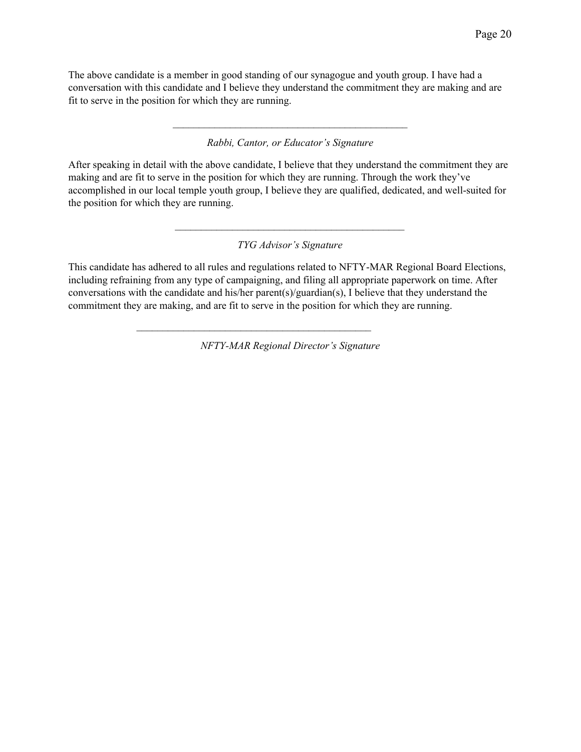The above candidate is a member in good standing of our synagogue and youth group. I have had a conversation with this candidate and I believe they understand the commitment they are making and are fit to serve in the position for which they are running.

\_\_\_\_\_\_\_\_\_\_\_\_\_\_\_\_\_\_\_\_\_\_\_\_\_\_\_\_\_\_\_\_\_\_\_\_\_\_\_\_\_\_\_\_

*Rabbi, Cantor, or Educator's Signature*

After speaking in detail with the above candidate, I believe that they understand the commitment they are making and are fit to serve in the position for which they are running. Through the work they've accomplished in our local temple youth group, I believe they are qualified, dedicated, and well-suited for the position for which they are running.

\_\_\_\_\_\_\_\_\_\_\_\_\_\_\_\_\_\_\_\_\_\_\_\_\_\_\_\_\_\_\_\_\_\_\_\_\_\_\_\_\_\_\_\_

*TYG Advisor's Signature*

This candidate has adhered to all rules and regulations related to NFTY-MAR Regional Board Elections, including refraining from any type of campaigning, and filing all appropriate paperwork on time. After conversations with the candidate and his/her parent(s)/guardian(s), I believe that they understand the commitment they are making, and are fit to serve in the position for which they are running.

\_\_\_\_\_\_\_\_\_\_\_\_\_\_\_\_\_\_\_\_\_\_\_\_\_\_\_\_\_\_\_\_\_\_\_\_\_\_\_\_\_\_\_\_

*NFTY-MAR Regional Director's Signature*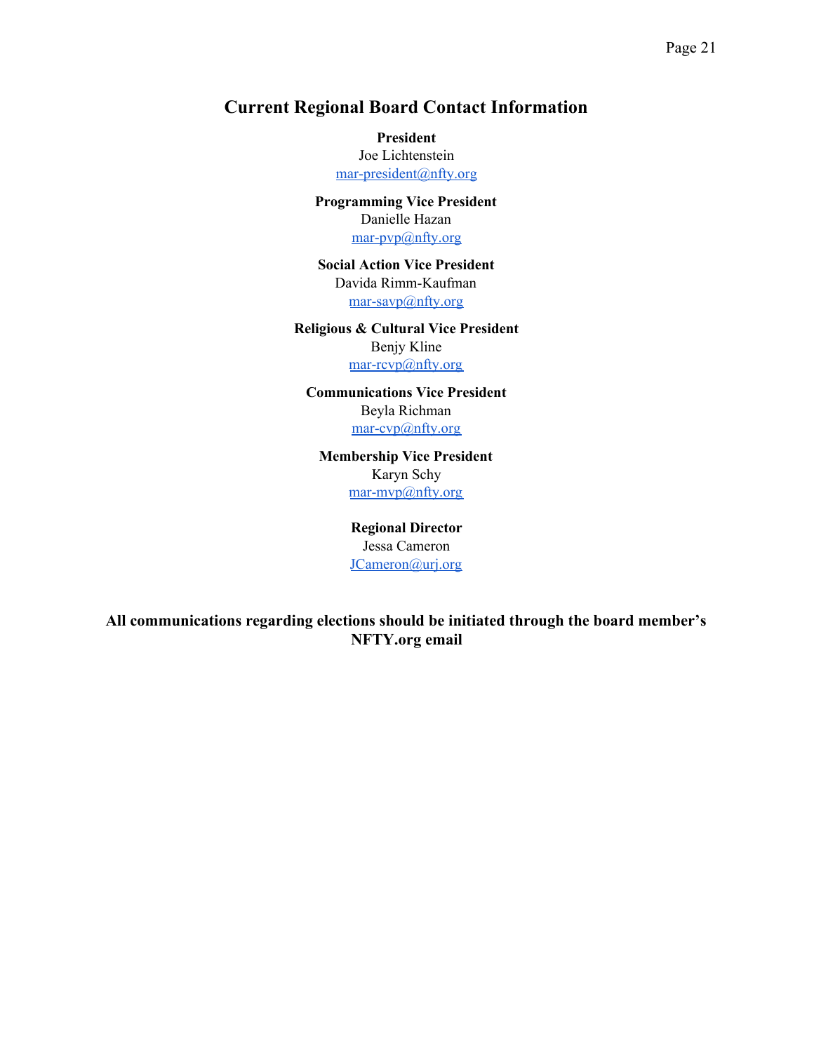## Current Regional Board Contact Information

**President**
Joe Lichtenstein
mar-president@nfty.org

**Programming Vice President**
Danielle Hazan
mar-pvp@nfty.org

**Social Action Vice President**
Davida Rimm-Kaufman
mar-savp@nfty.org

**Religious & Cultural Vice President**
Benjy Kline
mar-rcvp@nfty.org

**Communications Vice President**
Beyla Richman
mar-cvp@nfty.org

**Membership Vice President**
Karyn Schy
mar-mvp@nfty.org

**Regional Director**
Jessa Cameron
JCameron@urj.org

**All communications regarding elections should be initiated through the board member's NFTY.org email**